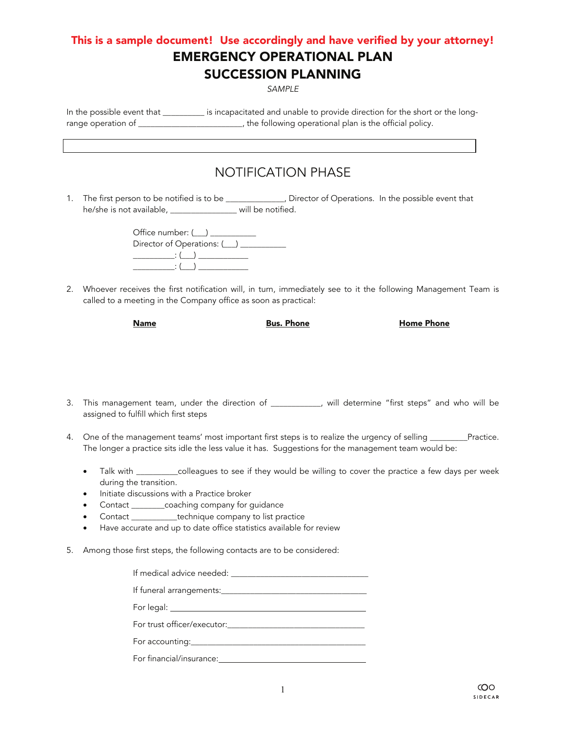**This is a sample document! Use accordingly and have verified by your attorney!**

# EMERGENCY OPERATIONAL PLAN
# SUCCESSION PLANNING

*SAMPLE*

In the possible event that _________ is incapacitated and unable to provide direction for the short or the long-range operation of _______________________, the following operational plan is the official policy.

## NOTIFICATION PHASE

1. The first person to be notified is to be _____________, Director of Operations. In the possible event that he/she is not available, _______________ will be notified.

   Office number: (___) ___________
   Director of Operations: (___) ___________
   _________: (___) ____________
   _________: (___) ____________

2. Whoever receives the first notification will, in turn, immediately see to it the following Management Team is called to a meeting in the Company office as soon as practical:

| Name | Bus. Phone | Home Phone |
|---|---|---|
| | | |

3. This management team, under the direction of ___________, will determine "first steps" and who will be assigned to fulfill which first steps

4. One of the management teams' most important first steps is to realize the urgency of selling _________Practice. The longer a practice sits idle the less value it has. Suggestions for the management team would be:

   - Talk with _________colleagues to see if they would be willing to cover the practice a few days per week during the transition.
   - Initiate discussions with a Practice broker
   - Contact ________coaching company for guidance
   - Contact ___________technique company to list practice
   - Have accurate and up to date office statistics available for review

5. Among those first steps, the following contacts are to be considered:

   If medical advice needed: ________________________________
   
   If funeral arrangements:___________________________________
   
   For legal: ______________________________________________
   
   For trust officer/executor:_________________________________
   
   For accounting:__________________________________________
   
   For financial/insurance:____________________________________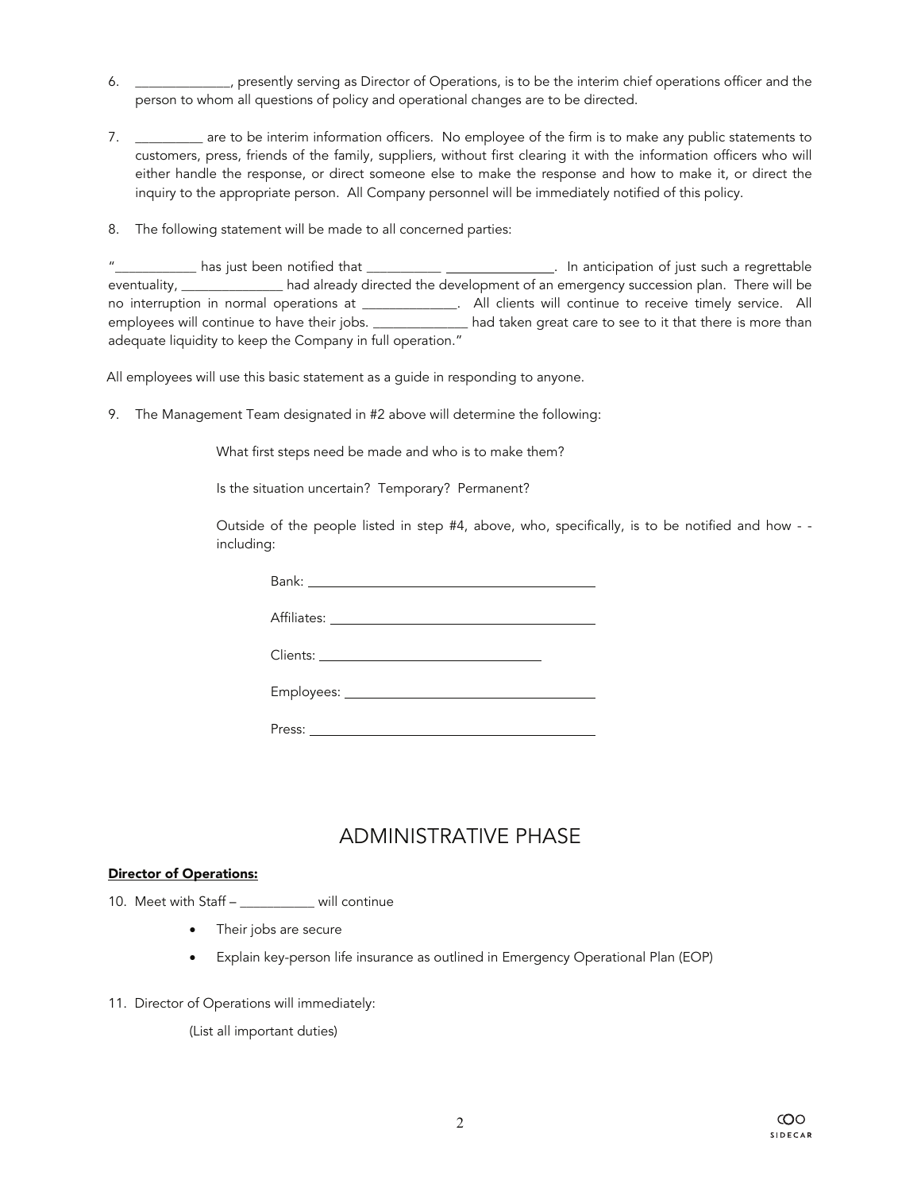6. ______________, presently serving as Director of Operations, is to be the interim chief operations officer and the person to whom all questions of policy and operational changes are to be directed.

7. __________ are to be interim information officers. No employee of the firm is to make any public statements to customers, press, friends of the family, suppliers, without first clearing it with the information officers who will either handle the response, or direct someone else to make the response and how to make it, or direct the inquiry to the appropriate person. All Company personnel will be immediately notified of this policy.

8. The following statement will be made to all concerned parties:

"____________ has just been notified that ___________ ________________. In anticipation of just such a regrettable eventuality, _______________ had already directed the development of an emergency succession plan. There will be no interruption in normal operations at ______________. All clients will continue to receive timely service. All employees will continue to have their jobs. ______________ had taken great care to see to it that there is more than adequate liquidity to keep the Company in full operation."

All employees will use this basic statement as a guide in responding to anyone.

9. The Management Team designated in #2 above will determine the following:

What first steps need be made and who is to make them?

Is the situation uncertain? Temporary? Permanent?

Outside of the people listed in step #4, above, who, specifically, is to be notified and how - - including:

Bank: ______________________________________

Affiliates: __________________________________

Clients: _____________________________

Employees: _________________________________

Press: ______________________________________

## ADMINISTRATIVE PHASE

**Director of Operations:**

10. Meet with Staff – ___________ will continue

- Their jobs are secure
- Explain key-person life insurance as outlined in Emergency Operational Plan (EOP)

11. Director of Operations will immediately:

(List all important duties)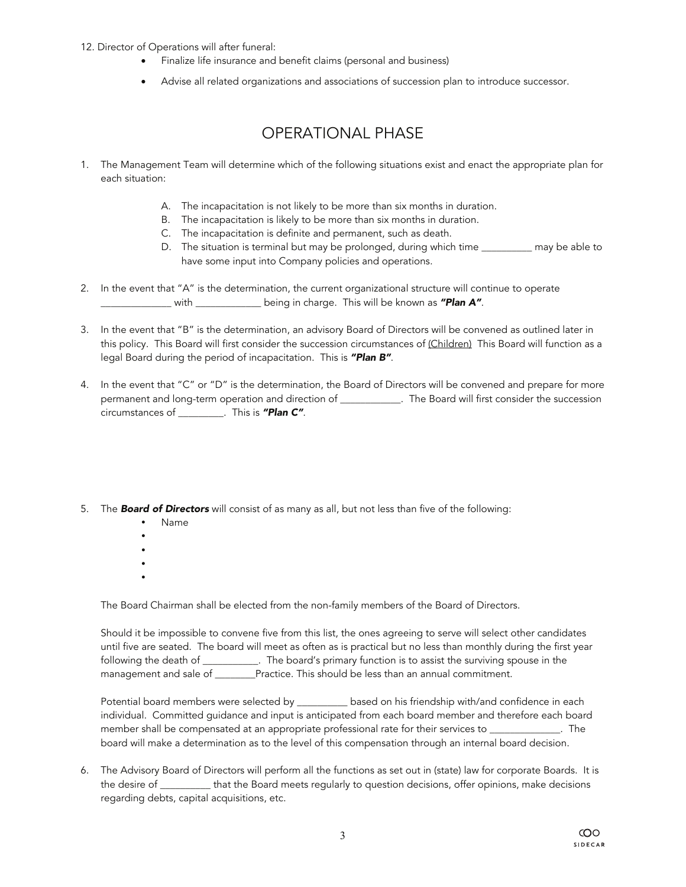12. Director of Operations will after funeral:
    - Finalize life insurance and benefit claims (personal and business)
    - Advise all related organizations and associations of succession plan to introduce successor.

## OPERATIONAL PHASE

1. The Management Team will determine which of the following situations exist and enact the appropriate plan for each situation:

    A. The incapacitation is not likely to be more than six months in duration.
    B. The incapacitation is likely to be more than six months in duration.
    C. The incapacitation is definite and permanent, such as death.
    D. The situation is terminal but may be prolonged, during which time __________ may be able to have some input into Company policies and operations.

2. In the event that "A" is the determination, the current organizational structure will continue to operate _____________ with ____________ being in charge. This will be known as ***"Plan A"***.

3. In the event that "B" is the determination, an advisory Board of Directors will be convened as outlined later in this policy. This Board will first consider the succession circumstances of <u>(Children)</u> This Board will function as a legal Board during the period of incapacitation. This is ***"Plan B"***.

4. In the event that "C" or "D" is the determination, the Board of Directors will be convened and prepare for more permanent and long-term operation and direction of ____________. The Board will first consider the succession circumstances of _________. This is ***"Plan C"***.

5. The ***Board of Directors*** will consist of as many as all, but not less than five of the following:
    - Name
    - 
    - 
    - 
    - 

    The Board Chairman shall be elected from the non-family members of the Board of Directors.

    Should it be impossible to convene five from this list, the ones agreeing to serve will select other candidates until five are seated. The board will meet as often as is practical but no less than monthly during the first year following the death of ___________. The board's primary function is to assist the surviving spouse in the management and sale of ________Practice. This should be less than an annual commitment.

    Potential board members were selected by __________ based on his friendship with/and confidence in each individual. Committed guidance and input is anticipated from each board member and therefore each board member shall be compensated at an appropriate professional rate for their services to ______________. The board will make a determination as to the level of this compensation through an internal board decision.

6. The Advisory Board of Directors will perform all the functions as set out in (state) law for corporate Boards. It is the desire of __________ that the Board meets regularly to question decisions, offer opinions, make decisions regarding debts, capital acquisitions, etc.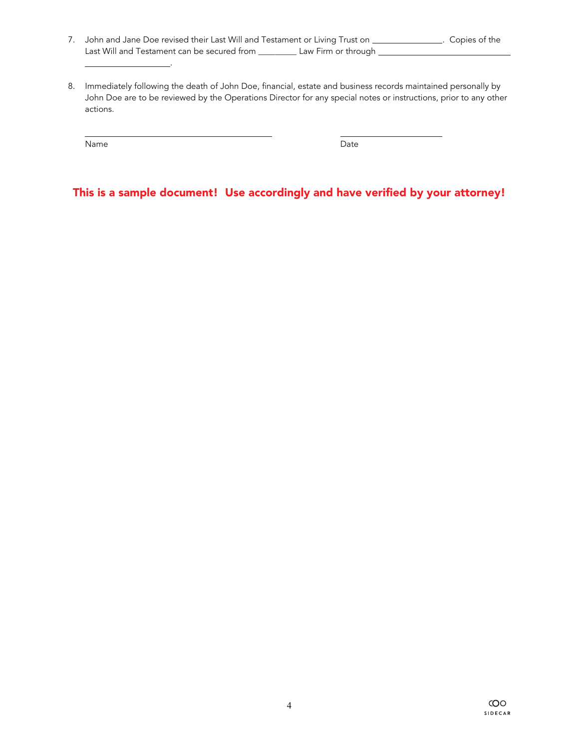7. John and Jane Doe revised their Last Will and Testament or Living Trust on _______________. Copies of the Last Will and Testament can be secured from ________ Law Firm or through ______________________________ ___________________.

8. Immediately following the death of John Doe, financial, estate and business records maintained personally by John Doe are to be reviewed by the Operations Director for any special notes or instructions, prior to any other actions.

_________________________________________ ______________________

Name Date

**This is a sample document! Use accordingly and have verified by your attorney!**